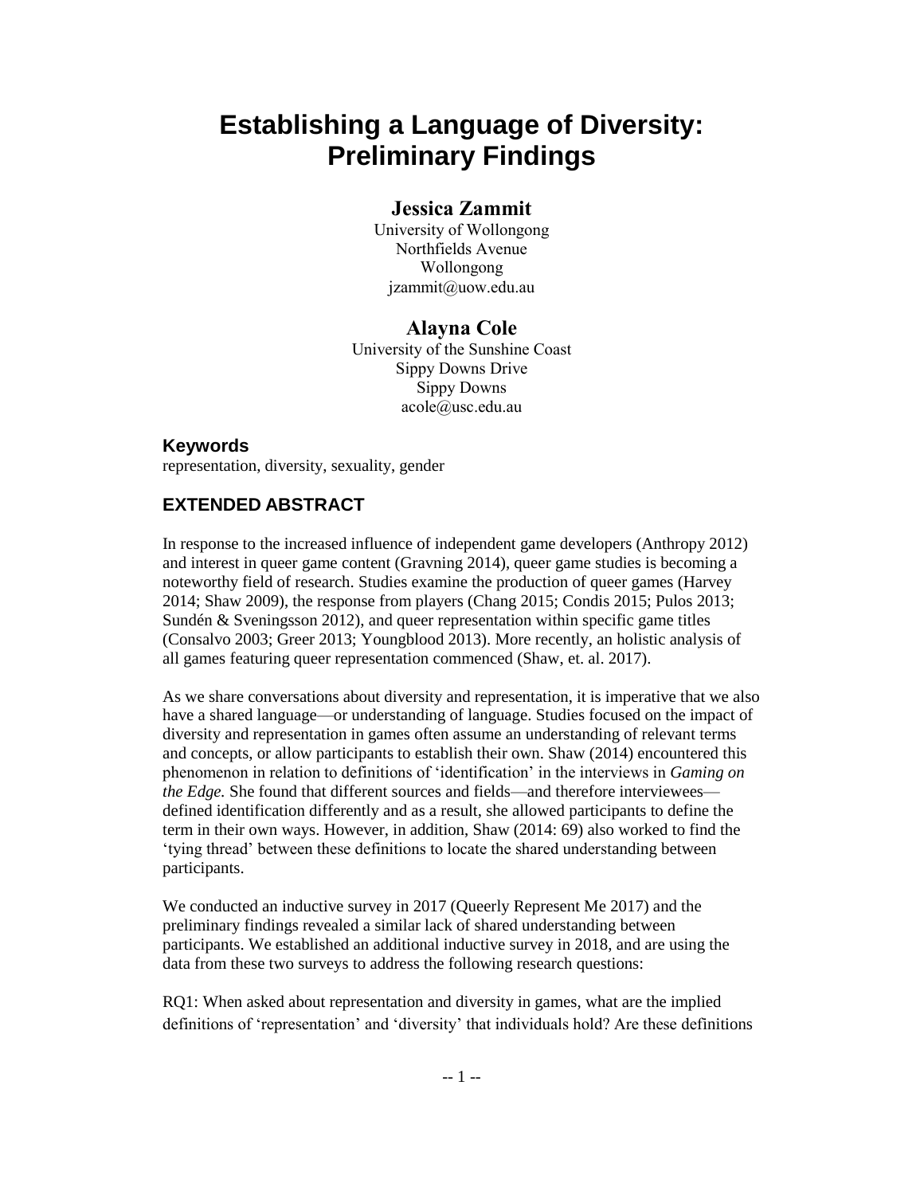# Establishing a Language of Diversity: Preliminary Findings

### Jessica Zammit

University of Wollongong
Northfields Avenue
Wollongong
jzammit@uow.edu.au

### Alayna Cole

University of the Sunshine Coast
Sippy Downs Drive
Sippy Downs
acole@usc.edu.au

## Keywords

representation, diversity, sexuality, gender

## EXTENDED ABSTRACT

In response to the increased influence of independent game developers (Anthropy 2012) and interest in queer game content (Gravning 2014), queer game studies is becoming a noteworthy field of research. Studies examine the production of queer games (Harvey 2014; Shaw 2009), the response from players (Chang 2015; Condis 2015; Pulos 2013; Sundén & Sveningsson 2012), and queer representation within specific game titles (Consalvo 2003; Greer 2013; Youngblood 2013). More recently, an holistic analysis of all games featuring queer representation commenced (Shaw, et. al. 2017).

As we share conversations about diversity and representation, it is imperative that we also have a shared language—or understanding of language. Studies focused on the impact of diversity and representation in games often assume an understanding of relevant terms and concepts, or allow participants to establish their own. Shaw (2014) encountered this phenomenon in relation to definitions of 'identification' in the interviews in *Gaming on the Edge.* She found that different sources and fields—and therefore interviewees—defined identification differently and as a result, she allowed participants to define the term in their own ways. However, in addition, Shaw (2014: 69) also worked to find the 'tying thread' between these definitions to locate the shared understanding between participants.

We conducted an inductive survey in 2017 (Queerly Represent Me 2017) and the preliminary findings revealed a similar lack of shared understanding between participants. We established an additional inductive survey in 2018, and are using the data from these two surveys to address the following research questions:

RQ1: When asked about representation and diversity in games, what are the implied definitions of 'representation' and 'diversity' that individuals hold? Are these definitions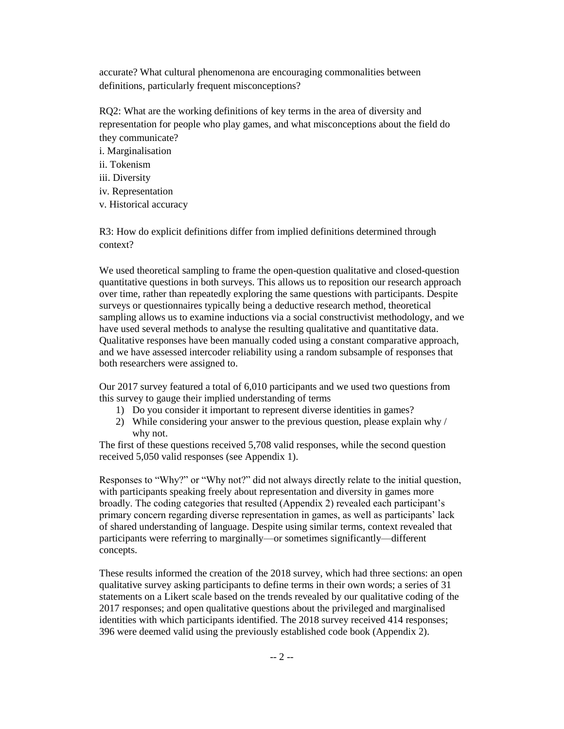accurate? What cultural phenomenona are encouraging commonalities between definitions, particularly frequent misconceptions?

RQ2: What are the working definitions of key terms in the area of diversity and representation for people who play games, and what misconceptions about the field do they communicate?

i. Marginalisation
ii. Tokenism
iii. Diversity
iv. Representation
v. Historical accuracy

R3: How do explicit definitions differ from implied definitions determined through context?

We used theoretical sampling to frame the open-question qualitative and closed-question quantitative questions in both surveys. This allows us to reposition our research approach over time, rather than repeatedly exploring the same questions with participants. Despite surveys or questionnaires typically being a deductive research method, theoretical sampling allows us to examine inductions via a social constructivist methodology, and we have used several methods to analyse the resulting qualitative and quantitative data. Qualitative responses have been manually coded using a constant comparative approach, and we have assessed intercoder reliability using a random subsample of responses that both researchers were assigned to.

Our 2017 survey featured a total of 6,010 participants and we used two questions from this survey to gauge their implied understanding of terms

1) Do you consider it important to represent diverse identities in games?
2) While considering your answer to the previous question, please explain why / why not.

The first of these questions received 5,708 valid responses, while the second question received 5,050 valid responses (see Appendix 1).

Responses to "Why?" or "Why not?" did not always directly relate to the initial question, with participants speaking freely about representation and diversity in games more broadly. The coding categories that resulted (Appendix 2) revealed each participant's primary concern regarding diverse representation in games, as well as participants' lack of shared understanding of language. Despite using similar terms, context revealed that participants were referring to marginally—or sometimes significantly—different concepts.

These results informed the creation of the 2018 survey, which had three sections: an open qualitative survey asking participants to define terms in their own words; a series of 31 statements on a Likert scale based on the trends revealed by our qualitative coding of the 2017 responses; and open qualitative questions about the privileged and marginalised identities with which participants identified. The 2018 survey received 414 responses; 396 were deemed valid using the previously established code book (Appendix 2).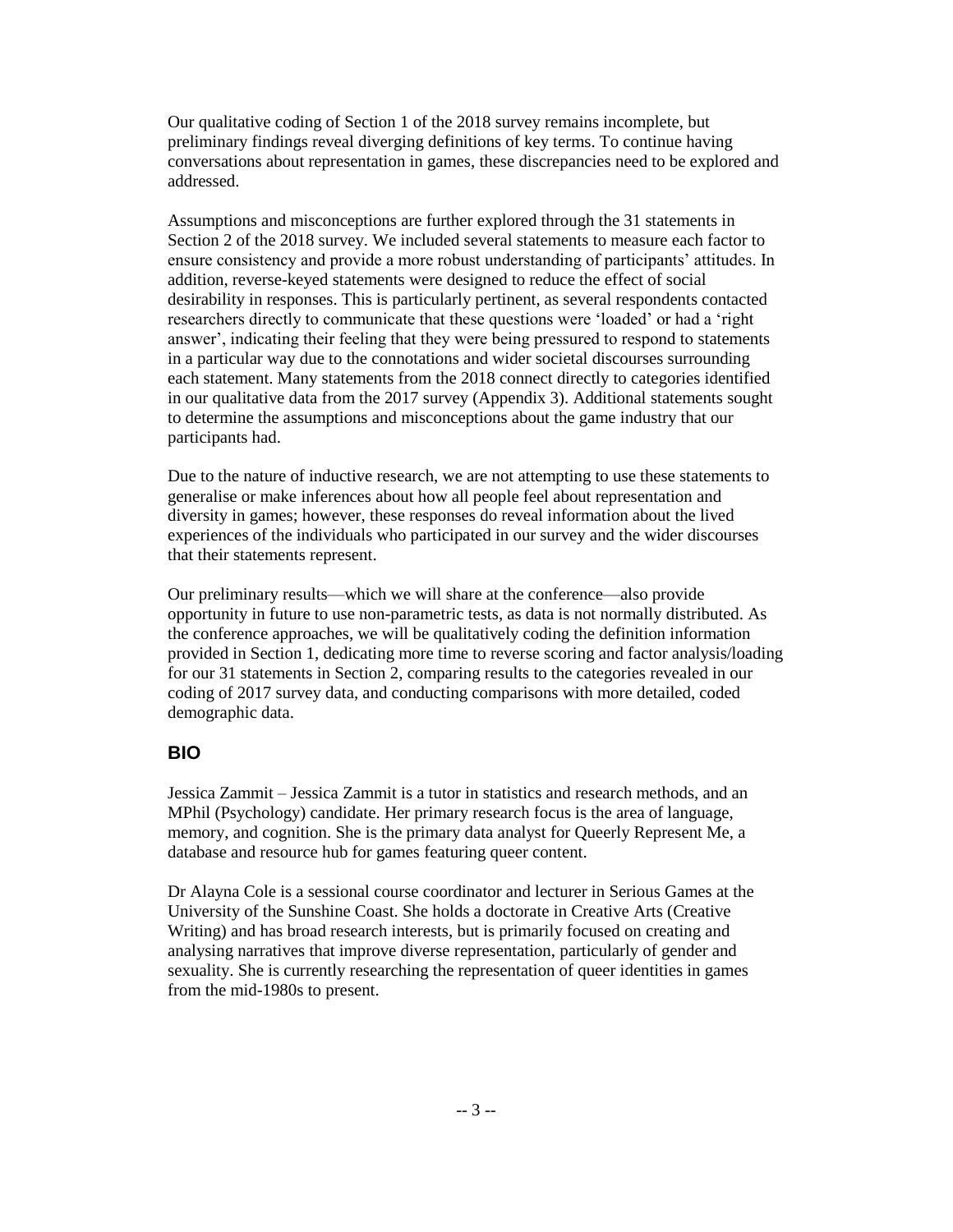Our qualitative coding of Section 1 of the 2018 survey remains incomplete, but preliminary findings reveal diverging definitions of key terms. To continue having conversations about representation in games, these discrepancies need to be explored and addressed.

Assumptions and misconceptions are further explored through the 31 statements in Section 2 of the 2018 survey. We included several statements to measure each factor to ensure consistency and provide a more robust understanding of participants' attitudes. In addition, reverse-keyed statements were designed to reduce the effect of social desirability in responses. This is particularly pertinent, as several respondents contacted researchers directly to communicate that these questions were 'loaded' or had a 'right answer', indicating their feeling that they were being pressured to respond to statements in a particular way due to the connotations and wider societal discourses surrounding each statement. Many statements from the 2018 connect directly to categories identified in our qualitative data from the 2017 survey (Appendix 3). Additional statements sought to determine the assumptions and misconceptions about the game industry that our participants had.

Due to the nature of inductive research, we are not attempting to use these statements to generalise or make inferences about how all people feel about representation and diversity in games; however, these responses do reveal information about the lived experiences of the individuals who participated in our survey and the wider discourses that their statements represent.

Our preliminary results—which we will share at the conference—also provide opportunity in future to use non-parametric tests, as data is not normally distributed. As the conference approaches, we will be qualitatively coding the definition information provided in Section 1, dedicating more time to reverse scoring and factor analysis/loading for our 31 statements in Section 2, comparing results to the categories revealed in our coding of 2017 survey data, and conducting comparisons with more detailed, coded demographic data.

## BIO

Jessica Zammit – Jessica Zammit is a tutor in statistics and research methods, and an MPhil (Psychology) candidate. Her primary research focus is the area of language, memory, and cognition. She is the primary data analyst for Queerly Represent Me, a database and resource hub for games featuring queer content.

Dr Alayna Cole is a sessional course coordinator and lecturer in Serious Games at the University of the Sunshine Coast. She holds a doctorate in Creative Arts (Creative Writing) and has broad research interests, but is primarily focused on creating and analysing narratives that improve diverse representation, particularly of gender and sexuality. She is currently researching the representation of queer identities in games from the mid-1980s to present.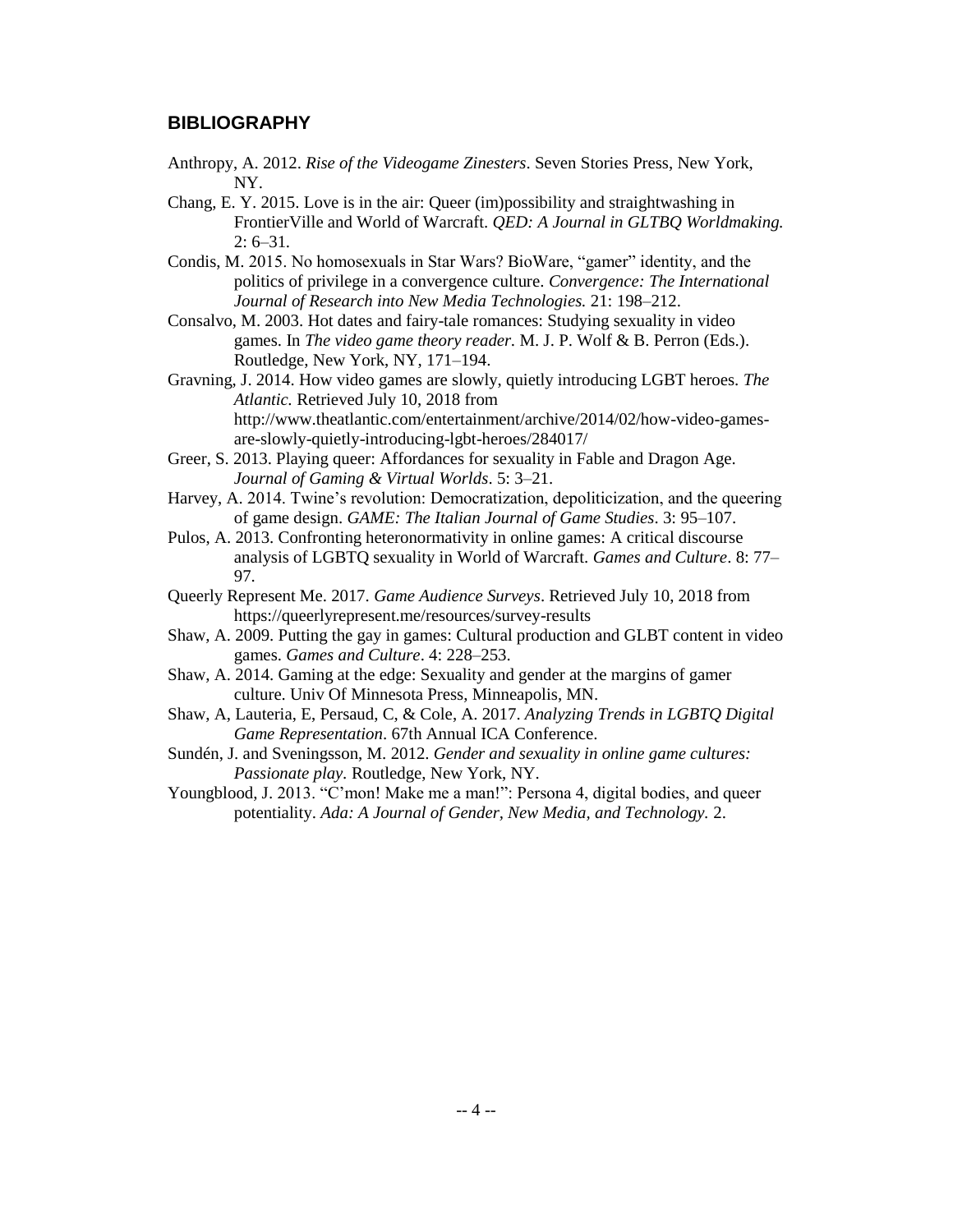## BIBLIOGRAPHY

Anthropy, A. 2012. *Rise of the Videogame Zinesters*. Seven Stories Press, New York, NY.

Chang, E. Y. 2015. Love is in the air: Queer (im)possibility and straightwashing in FrontierVille and World of Warcraft. *QED: A Journal in GLTBQ Worldmaking.* 2: 6–31.

Condis, M. 2015. No homosexuals in Star Wars? BioWare, "gamer" identity, and the politics of privilege in a convergence culture. *Convergence: The International Journal of Research into New Media Technologies.* 21: 198–212.

Consalvo, M. 2003. Hot dates and fairy-tale romances: Studying sexuality in video games. In *The video game theory reader.* M. J. P. Wolf & B. Perron (Eds.). Routledge, New York, NY, 171–194.

Gravning, J. 2014. How video games are slowly, quietly introducing LGBT heroes. *The Atlantic.* Retrieved July 10, 2018 from http://www.theatlantic.com/entertainment/archive/2014/02/how-video-games-are-slowly-quietly-introducing-lgbt-heroes/284017/

Greer, S. 2013. Playing queer: Affordances for sexuality in Fable and Dragon Age. *Journal of Gaming & Virtual Worlds*. 5: 3–21.

Harvey, A. 2014. Twine's revolution: Democratization, depoliticization, and the queering of game design. *GAME: The Italian Journal of Game Studies*. 3: 95–107.

Pulos, A. 2013. Confronting heteronormativity in online games: A critical discourse analysis of LGBTQ sexuality in World of Warcraft. *Games and Culture*. 8: 77–97.

Queerly Represent Me. 2017. *Game Audience Surveys*. Retrieved July 10, 2018 from https://queerlyrepresent.me/resources/survey-results

Shaw, A. 2009. Putting the gay in games: Cultural production and GLBT content in video games. *Games and Culture*. 4: 228–253.

Shaw, A. 2014. Gaming at the edge: Sexuality and gender at the margins of gamer culture. Univ Of Minnesota Press, Minneapolis, MN.

Shaw, A, Lauteria, E, Persaud, C, & Cole, A. 2017. *Analyzing Trends in LGBTQ Digital Game Representation*. 67th Annual ICA Conference.

Sundén, J. and Sveningsson, M. 2012. *Gender and sexuality in online game cultures: Passionate play.* Routledge, New York, NY.

Youngblood, J. 2013. "C'mon! Make me a man!": Persona 4, digital bodies, and queer potentiality. *Ada: A Journal of Gender, New Media, and Technology.* 2.